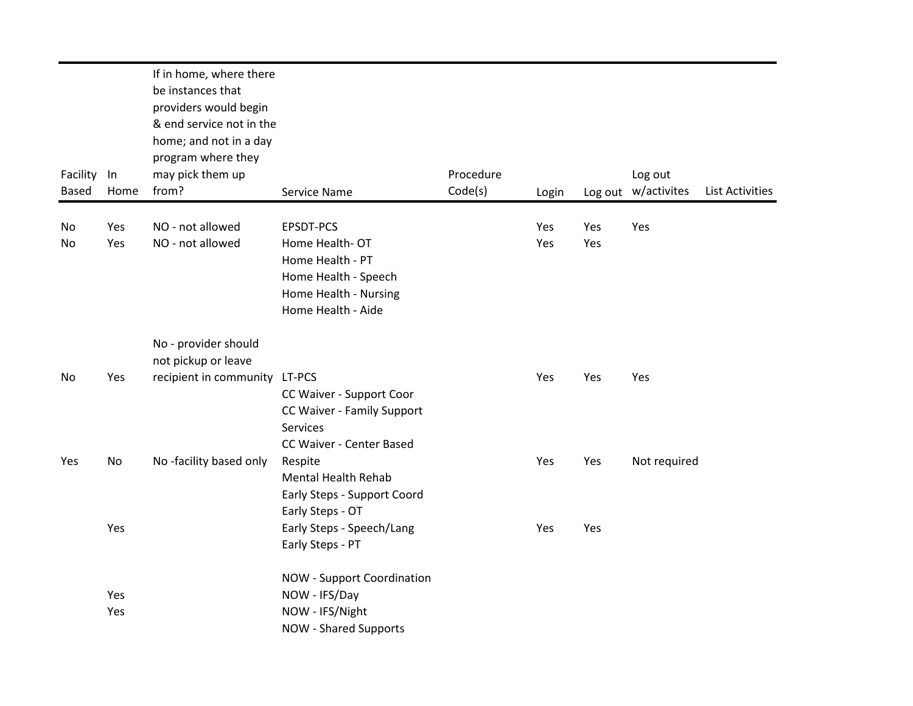| Facility Based | In Home | If in home, where there be instances that providers would begin & end service not in the home; and not in a day program where they may pick them up from? | Service Name | Procedure Code(s) | Login | Log out | Log out w/activites | List Activities |
|---|---|---|---|---|---|---|---|---|
| No | Yes | NO - not allowed | EPSDT-PCS | | Yes | Yes | Yes | |
| No | Yes | NO - not allowed | Home Health- OT | | Yes | Yes | | |
| | | | Home Health - PT | | | | | |
| | | | Home Health - Speech | | | | | |
| | | | Home Health - Nursing | | | | | |
| | | | Home Health - Aide | | | | | |
| No | Yes | No - provider should not pickup or leave recipient in community | LT-PCS | | Yes | Yes | Yes | |
| | | | CC Waiver - Support Coor | | | | | |
| | | | CC Waiver - Family Support Services | | | | | |
| Yes | No | No -facility based only | CC Waiver - Center Based Respite | | Yes | Yes | Not required | |
| | | | Mental Health Rehab | | | | | |
| | | | Early Steps - Support Coord | | | | | |
| | | | Early Steps - OT | | | | | |
| | Yes | | Early Steps - Speech/Lang | | Yes | Yes | | |
| | | | Early Steps - PT | | | | | |
| | | | NOW - Support Coordination | | | | | |
| | Yes | | NOW - IFS/Day | | | | | |
| | Yes | | NOW - IFS/Night | | | | | |
| | | | NOW - Shared Supports | | | | | |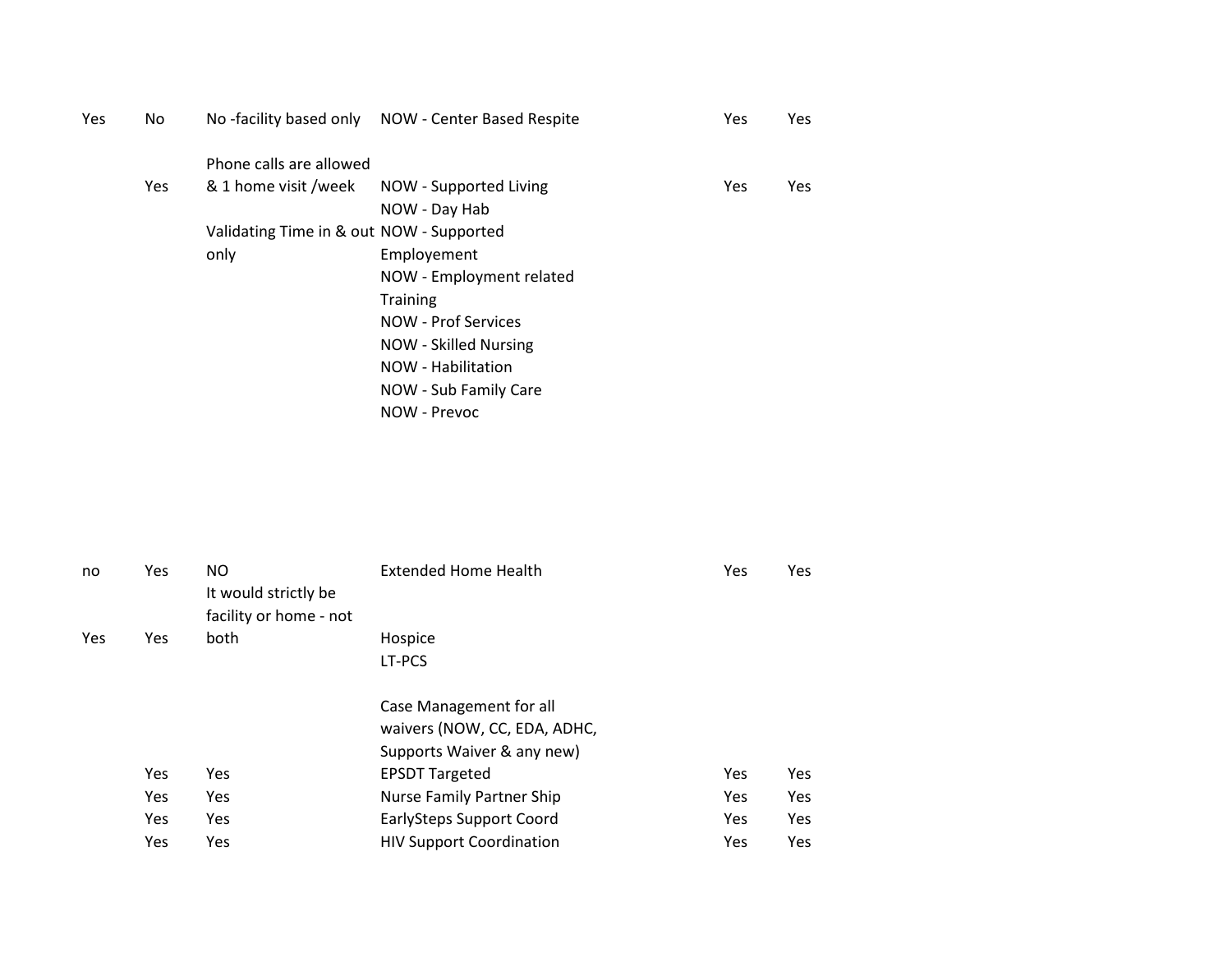| | | | | | |
|---|---|---|---|---|---|
| Yes | No | No -facility based only | NOW - Center Based Respite | Yes | Yes |
| | Yes | Phone calls are allowed & 1 home visit /week | NOW - Supported Living | Yes | Yes |
| | | | NOW - Day Hab | | |
| | | Validating Time in & out only | NOW - Supported Employement | | |
| | | | NOW - Employment related Training | | |
| | | | NOW - Prof Services | | |
| | | | NOW - Skilled Nursing | | |
| | | | NOW - Habilitation | | |
| | | | NOW - Sub Family Care | | |
| | | | NOW - Prevoc | | |
| no | Yes | NO | Extended Home Health | Yes | Yes |
| Yes | Yes | It would strictly be facility or home - not both | Hospice | | |
| | | | LT-PCS | | |
| | | | Case Management for all waivers (NOW, CC, EDA, ADHC, Supports Waiver & any new) | | |
| | Yes | Yes | EPSDT Targeted | Yes | Yes |
| | Yes | Yes | Nurse Family Partner Ship | Yes | Yes |
| | Yes | Yes | EarlySteps Support Coord | Yes | Yes |
| | Yes | Yes | HIV Support Coordination | Yes | Yes |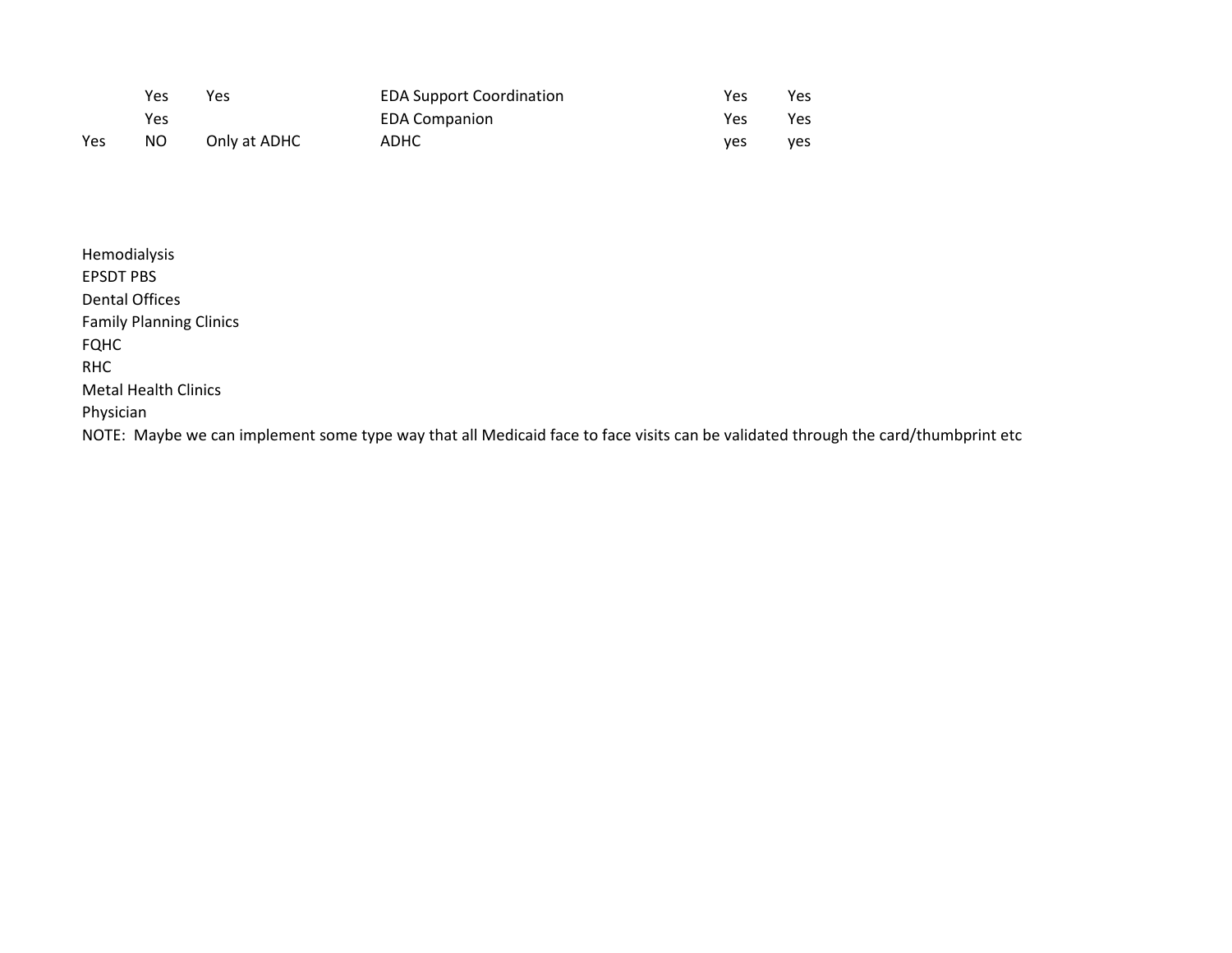|  |  |  |  |  |  |
|---|---|---|---|---|---|
|  | Yes | Yes | EDA Support Coordination | Yes | Yes |
|  | Yes |  | EDA Companion | Yes | Yes |
| Yes | NO | Only at ADHC | ADHC | yes | yes |

Hemodialysis
EPSDT PBS
Dental Offices
Family Planning Clinics
FQHC
RHC
Metal Health Clinics
Physician
NOTE: Maybe we can implement some type way that all Medicaid face to face visits can be validated through the card/thumbprint etc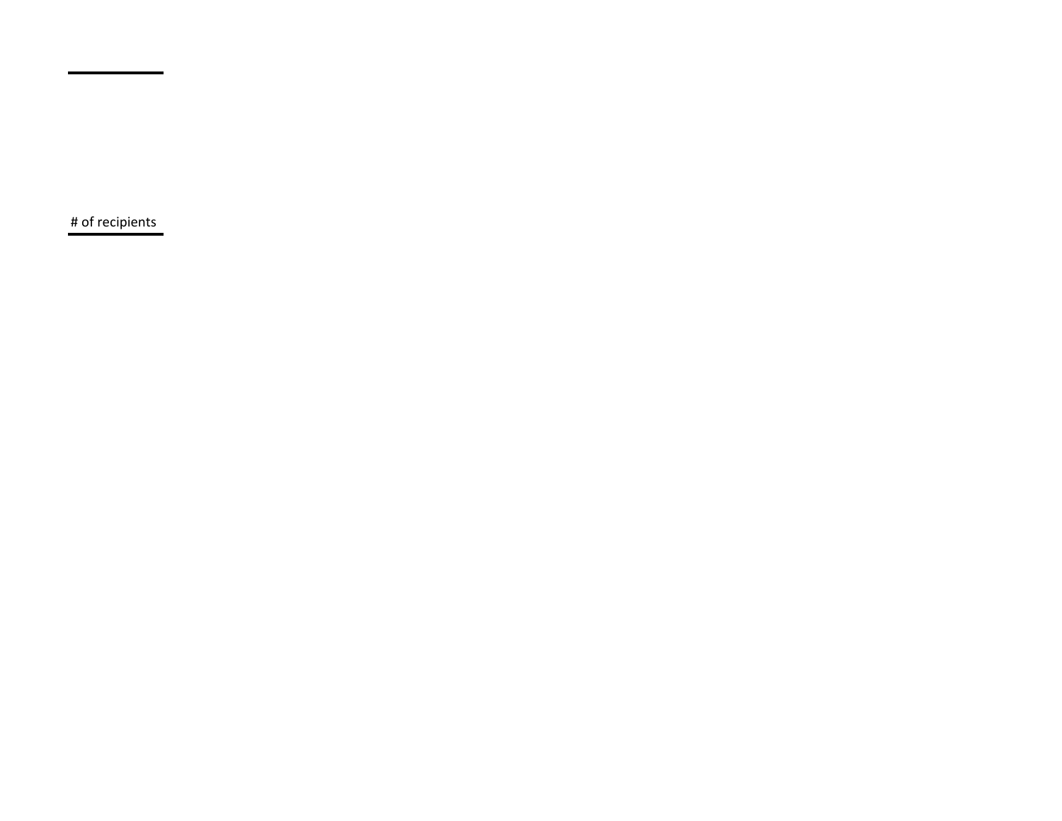# of recipients